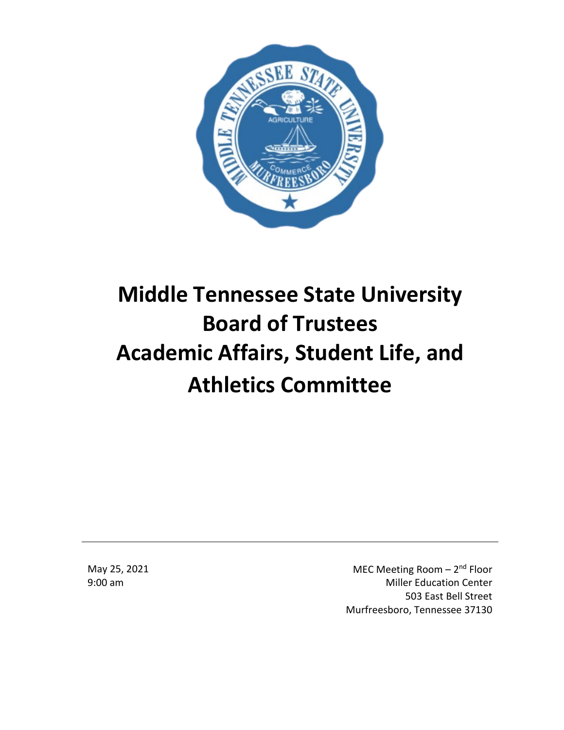# Middle Tennessee State University Board of Trustees Academic Affairs, Student Life, and Athletics Committee

May 25, 2021
9:00 am

MEC Meeting Room – 2nd Floor
Miller Education Center
503 East Bell Street
Murfreesboro, Tennessee 37130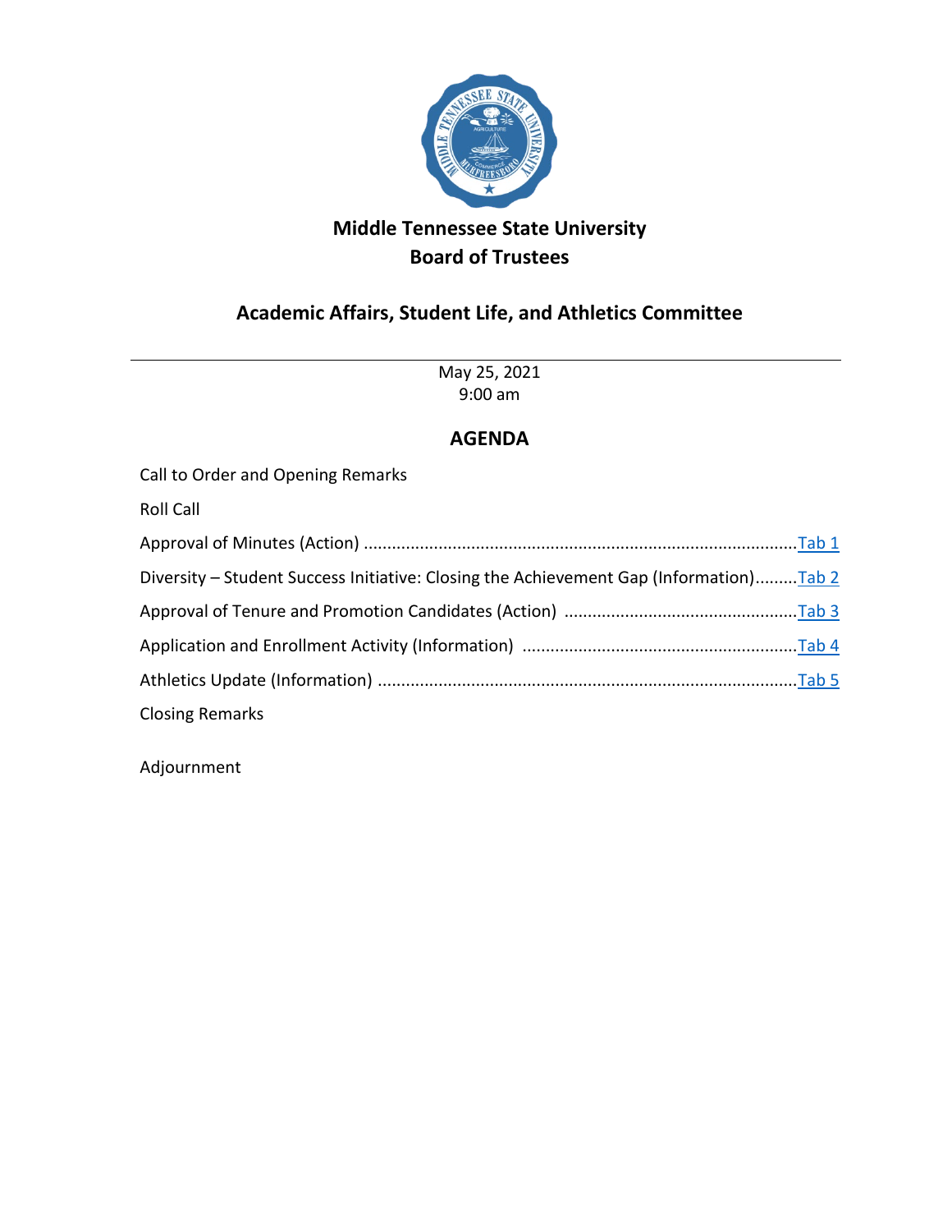# Middle Tennessee State University
# Board of Trustees

## Academic Affairs, Student Life, and Athletics Committee

---

May 25, 2021
9:00 am

## AGENDA

Call to Order and Opening Remarks

Roll Call

Approval of Minutes (Action) ............................................................................................Tab 1

Diversity – Student Success Initiative: Closing the Achievement Gap (Information).........Tab 2

Approval of Tenure and Promotion Candidates (Action) .................................................Tab 3

Application and Enrollment Activity (Information) ..........................................................Tab 4

Athletics Update (Information) ........................................................................................Tab 5

Closing Remarks

Adjournment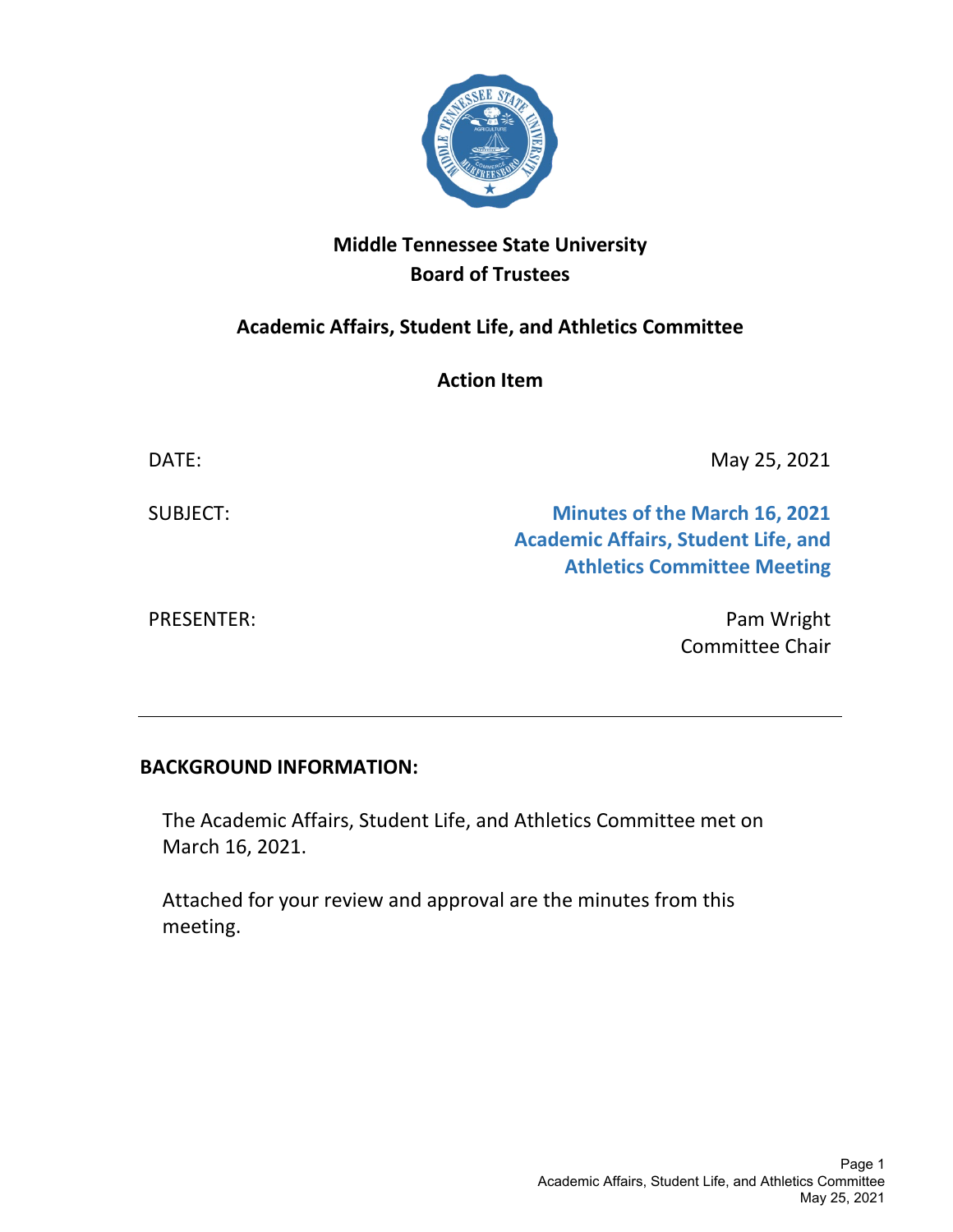# Middle Tennessee State University
## Board of Trustees

### Academic Affairs, Student Life, and Athletics Committee

**Action Item**

| | |
|---|---|
| DATE: | May 25, 2021 |
| SUBJECT: | **Minutes of the March 16, 2021 Academic Affairs, Student Life, and Athletics Committee Meeting** |
| PRESENTER: | Pam Wright<br>Committee Chair |

---

**BACKGROUND INFORMATION:**

The Academic Affairs, Student Life, and Athletics Committee met on March 16, 2021.

Attached for your review and approval are the minutes from this meeting.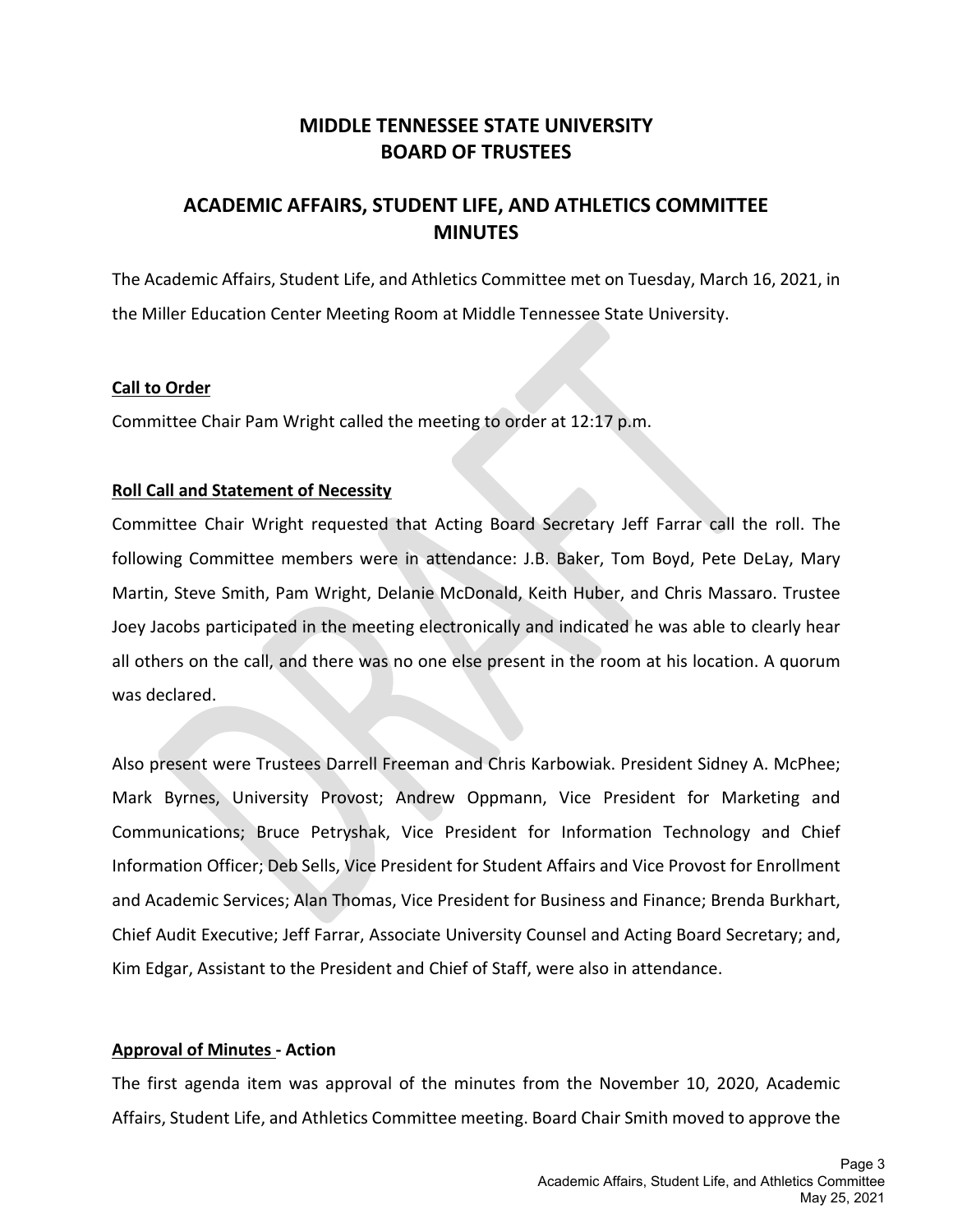# MIDDLE TENNESSEE STATE UNIVERSITY
# BOARD OF TRUSTEES

## ACADEMIC AFFAIRS, STUDENT LIFE, AND ATHLETICS COMMITTEE MINUTES

The Academic Affairs, Student Life, and Athletics Committee met on Tuesday, March 16, 2021, in the Miller Education Center Meeting Room at Middle Tennessee State University.

**Call to Order**

Committee Chair Pam Wright called the meeting to order at 12:17 p.m.

**Roll Call and Statement of Necessity**

Committee Chair Wright requested that Acting Board Secretary Jeff Farrar call the roll. The following Committee members were in attendance: J.B. Baker, Tom Boyd, Pete DeLay, Mary Martin, Steve Smith, Pam Wright, Delanie McDonald, Keith Huber, and Chris Massaro. Trustee Joey Jacobs participated in the meeting electronically and indicated he was able to clearly hear all others on the call, and there was no one else present in the room at his location. A quorum was declared.

Also present were Trustees Darrell Freeman and Chris Karbowiak. President Sidney A. McPhee; Mark Byrnes, University Provost; Andrew Oppmann, Vice President for Marketing and Communications; Bruce Petryshak, Vice President for Information Technology and Chief Information Officer; Deb Sells, Vice President for Student Affairs and Vice Provost for Enrollment and Academic Services; Alan Thomas, Vice President for Business and Finance; Brenda Burkhart, Chief Audit Executive; Jeff Farrar, Associate University Counsel and Acting Board Secretary; and, Kim Edgar, Assistant to the President and Chief of Staff, were also in attendance.

**Approval of Minutes - Action**

The first agenda item was approval of the minutes from the November 10, 2020, Academic Affairs, Student Life, and Athletics Committee meeting. Board Chair Smith moved to approve the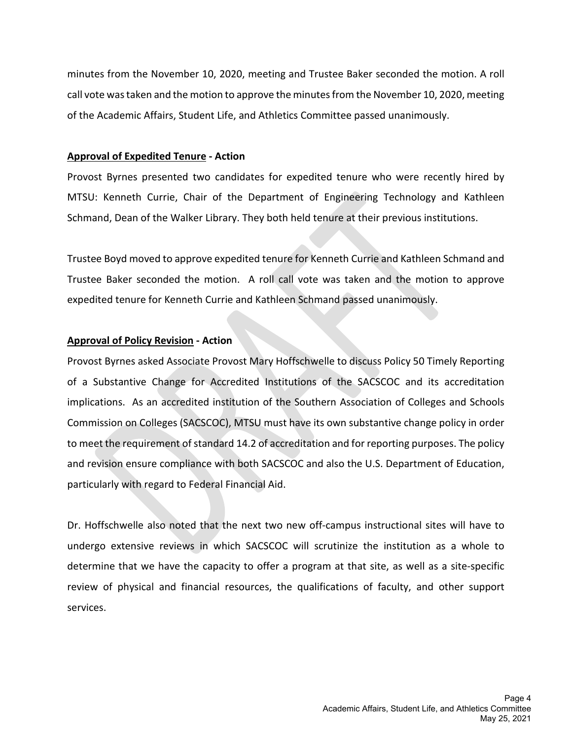minutes from the November 10, 2020, meeting and Trustee Baker seconded the motion. A roll call vote was taken and the motion to approve the minutes from the November 10, 2020, meeting of the Academic Affairs, Student Life, and Athletics Committee passed unanimously.

**Approval of Expedited Tenure - Action**

Provost Byrnes presented two candidates for expedited tenure who were recently hired by MTSU: Kenneth Currie, Chair of the Department of Engineering Technology and Kathleen Schmand, Dean of the Walker Library. They both held tenure at their previous institutions.

Trustee Boyd moved to approve expedited tenure for Kenneth Currie and Kathleen Schmand and Trustee Baker seconded the motion. A roll call vote was taken and the motion to approve expedited tenure for Kenneth Currie and Kathleen Schmand passed unanimously.

**Approval of Policy Revision - Action**

Provost Byrnes asked Associate Provost Mary Hoffschwelle to discuss Policy 50 Timely Reporting of a Substantive Change for Accredited Institutions of the SACSCOC and its accreditation implications. As an accredited institution of the Southern Association of Colleges and Schools Commission on Colleges (SACSCOC), MTSU must have its own substantive change policy in order to meet the requirement of standard 14.2 of accreditation and for reporting purposes. The policy and revision ensure compliance with both SACSCOC and also the U.S. Department of Education, particularly with regard to Federal Financial Aid.

Dr. Hoffschwelle also noted that the next two new off-campus instructional sites will have to undergo extensive reviews in which SACSCOC will scrutinize the institution as a whole to determine that we have the capacity to offer a program at that site, as well as a site-specific review of physical and financial resources, the qualifications of faculty, and other support services.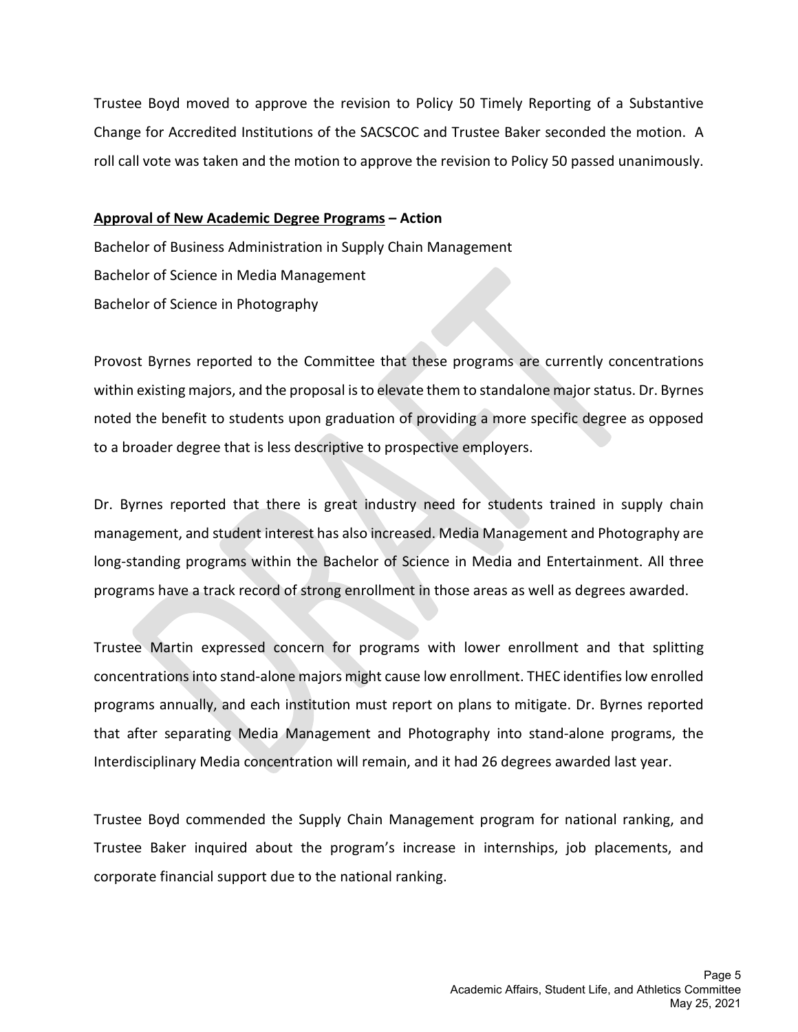Trustee Boyd moved to approve the revision to Policy 50 Timely Reporting of a Substantive Change for Accredited Institutions of the SACSCOC and Trustee Baker seconded the motion. A roll call vote was taken and the motion to approve the revision to Policy 50 passed unanimously.

**Approval of New Academic Degree Programs – Action**

Bachelor of Business Administration in Supply Chain Management
Bachelor of Science in Media Management
Bachelor of Science in Photography

Provost Byrnes reported to the Committee that these programs are currently concentrations within existing majors, and the proposal is to elevate them to standalone major status. Dr. Byrnes noted the benefit to students upon graduation of providing a more specific degree as opposed to a broader degree that is less descriptive to prospective employers.

Dr. Byrnes reported that there is great industry need for students trained in supply chain management, and student interest has also increased. Media Management and Photography are long-standing programs within the Bachelor of Science in Media and Entertainment. All three programs have a track record of strong enrollment in those areas as well as degrees awarded.

Trustee Martin expressed concern for programs with lower enrollment and that splitting concentrations into stand-alone majors might cause low enrollment. THEC identifies low enrolled programs annually, and each institution must report on plans to mitigate. Dr. Byrnes reported that after separating Media Management and Photography into stand-alone programs, the Interdisciplinary Media concentration will remain, and it had 26 degrees awarded last year.

Trustee Boyd commended the Supply Chain Management program for national ranking, and Trustee Baker inquired about the program's increase in internships, job placements, and corporate financial support due to the national ranking.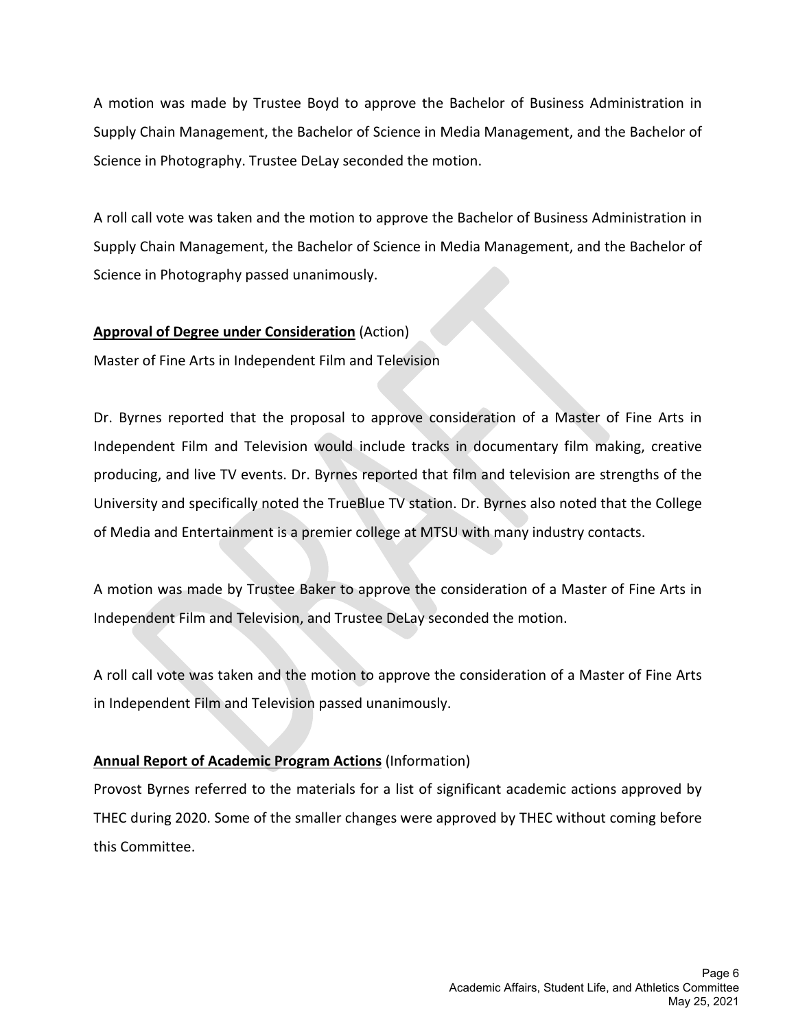A motion was made by Trustee Boyd to approve the Bachelor of Business Administration in Supply Chain Management, the Bachelor of Science in Media Management, and the Bachelor of Science in Photography. Trustee DeLay seconded the motion.

A roll call vote was taken and the motion to approve the Bachelor of Business Administration in Supply Chain Management, the Bachelor of Science in Media Management, and the Bachelor of Science in Photography passed unanimously.

**Approval of Degree under Consideration** (Action)

Master of Fine Arts in Independent Film and Television

Dr. Byrnes reported that the proposal to approve consideration of a Master of Fine Arts in Independent Film and Television would include tracks in documentary film making, creative producing, and live TV events. Dr. Byrnes reported that film and television are strengths of the University and specifically noted the TrueBlue TV station. Dr. Byrnes also noted that the College of Media and Entertainment is a premier college at MTSU with many industry contacts.

A motion was made by Trustee Baker to approve the consideration of a Master of Fine Arts in Independent Film and Television, and Trustee DeLay seconded the motion.

A roll call vote was taken and the motion to approve the consideration of a Master of Fine Arts in Independent Film and Television passed unanimously.

**Annual Report of Academic Program Actions** (Information)

Provost Byrnes referred to the materials for a list of significant academic actions approved by THEC during 2020. Some of the smaller changes were approved by THEC without coming before this Committee.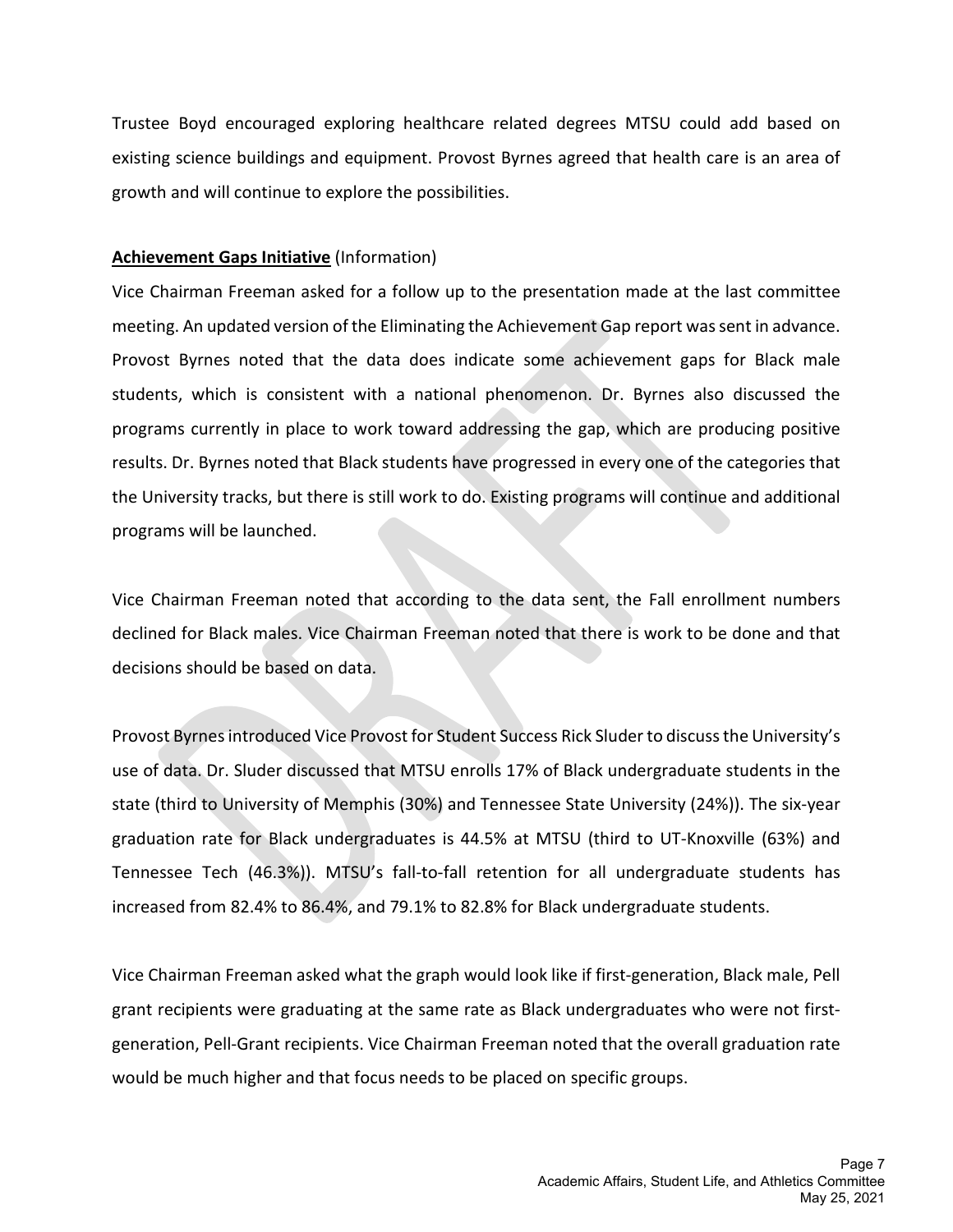Trustee Boyd encouraged exploring healthcare related degrees MTSU could add based on existing science buildings and equipment. Provost Byrnes agreed that health care is an area of growth and will continue to explore the possibilities.

**Achievement Gaps Initiative** (Information)

Vice Chairman Freeman asked for a follow up to the presentation made at the last committee meeting. An updated version of the Eliminating the Achievement Gap report was sent in advance. Provost Byrnes noted that the data does indicate some achievement gaps for Black male students, which is consistent with a national phenomenon. Dr. Byrnes also discussed the programs currently in place to work toward addressing the gap, which are producing positive results. Dr. Byrnes noted that Black students have progressed in every one of the categories that the University tracks, but there is still work to do. Existing programs will continue and additional programs will be launched.

Vice Chairman Freeman noted that according to the data sent, the Fall enrollment numbers declined for Black males. Vice Chairman Freeman noted that there is work to be done and that decisions should be based on data.

Provost Byrnes introduced Vice Provost for Student Success Rick Sluder to discuss the University's use of data. Dr. Sluder discussed that MTSU enrolls 17% of Black undergraduate students in the state (third to University of Memphis (30%) and Tennessee State University (24%)). The six-year graduation rate for Black undergraduates is 44.5% at MTSU (third to UT-Knoxville (63%) and Tennessee Tech (46.3%)). MTSU's fall-to-fall retention for all undergraduate students has increased from 82.4% to 86.4%, and 79.1% to 82.8% for Black undergraduate students.

Vice Chairman Freeman asked what the graph would look like if first-generation, Black male, Pell grant recipients were graduating at the same rate as Black undergraduates who were not first-generation, Pell-Grant recipients. Vice Chairman Freeman noted that the overall graduation rate would be much higher and that focus needs to be placed on specific groups.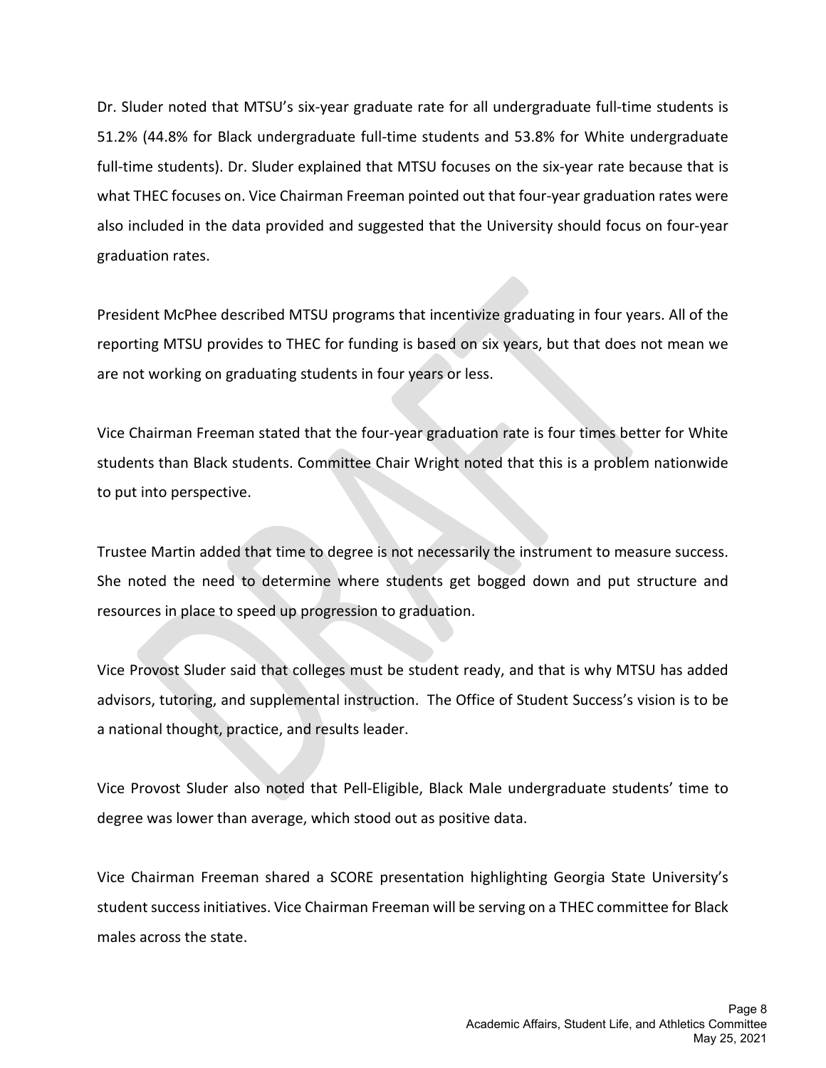Dr. Sluder noted that MTSU's six-year graduate rate for all undergraduate full-time students is 51.2% (44.8% for Black undergraduate full-time students and 53.8% for White undergraduate full-time students). Dr. Sluder explained that MTSU focuses on the six-year rate because that is what THEC focuses on. Vice Chairman Freeman pointed out that four-year graduation rates were also included in the data provided and suggested that the University should focus on four-year graduation rates.

President McPhee described MTSU programs that incentivize graduating in four years. All of the reporting MTSU provides to THEC for funding is based on six years, but that does not mean we are not working on graduating students in four years or less.

Vice Chairman Freeman stated that the four-year graduation rate is four times better for White students than Black students. Committee Chair Wright noted that this is a problem nationwide to put into perspective.

Trustee Martin added that time to degree is not necessarily the instrument to measure success. She noted the need to determine where students get bogged down and put structure and resources in place to speed up progression to graduation.

Vice Provost Sluder said that colleges must be student ready, and that is why MTSU has added advisors, tutoring, and supplemental instruction. The Office of Student Success's vision is to be a national thought, practice, and results leader.

Vice Provost Sluder also noted that Pell-Eligible, Black Male undergraduate students' time to degree was lower than average, which stood out as positive data.

Vice Chairman Freeman shared a SCORE presentation highlighting Georgia State University's student success initiatives. Vice Chairman Freeman will be serving on a THEC committee for Black males across the state.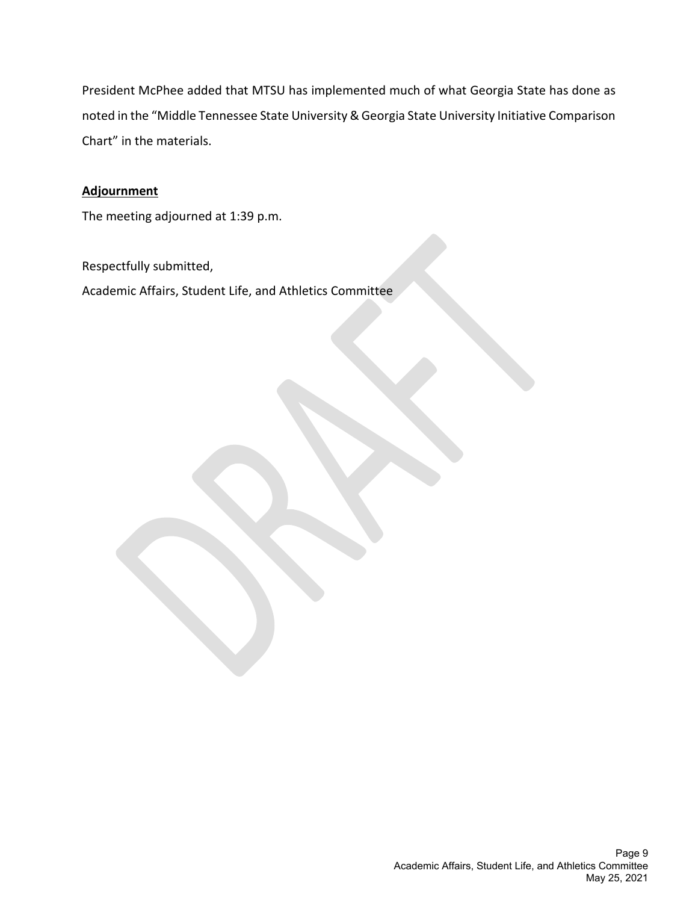President McPhee added that MTSU has implemented much of what Georgia State has done as noted in the "Middle Tennessee State University & Georgia State University Initiative Comparison Chart" in the materials.

**Adjournment**

The meeting adjourned at 1:39 p.m.

Respectfully submitted,

Academic Affairs, Student Life, and Athletics Committee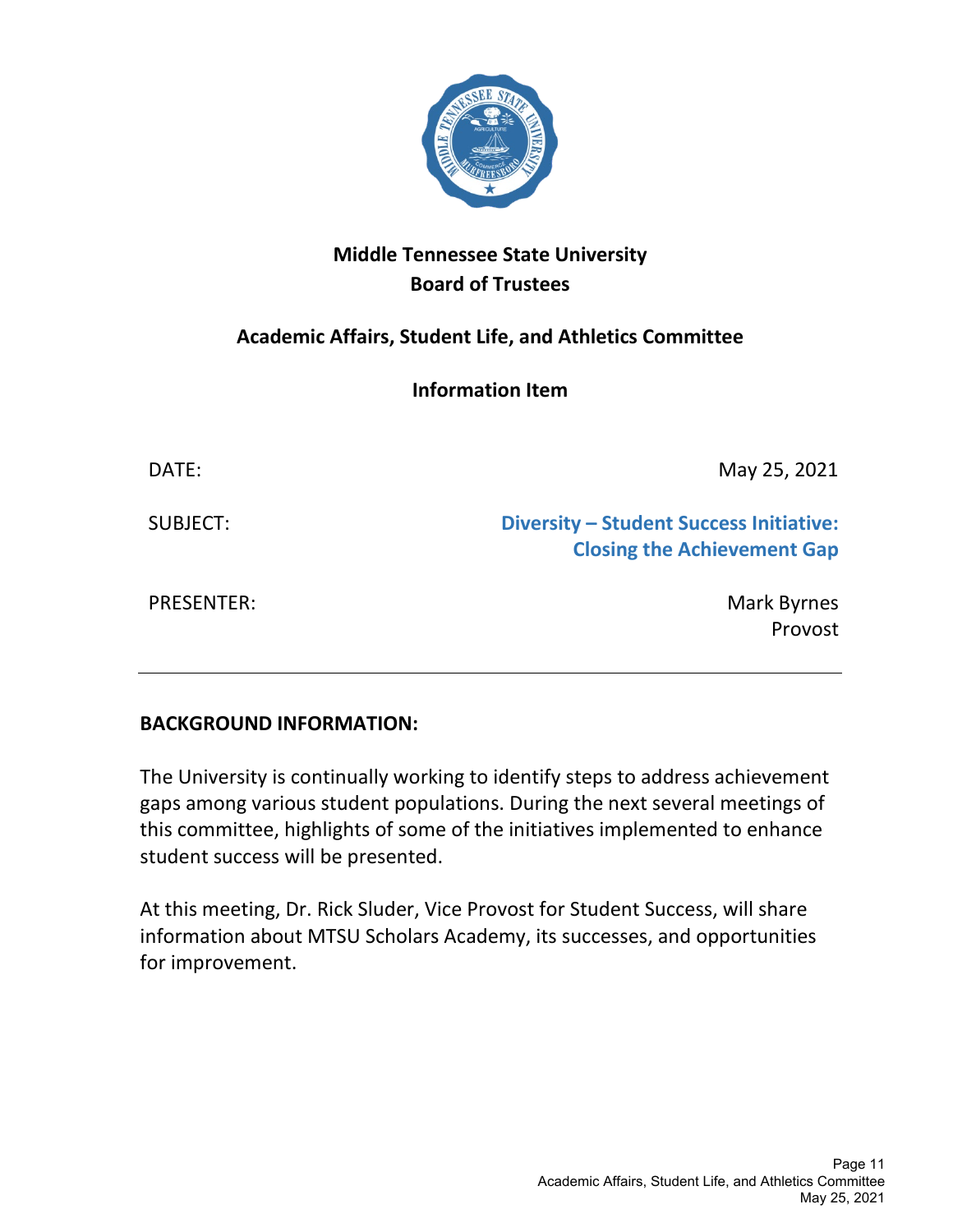# Middle Tennessee State University
# Board of Trustees

## Academic Affairs, Student Life, and Athletics Committee

## Information Item

| | |
|---|---|
| DATE: | May 25, 2021 |
| SUBJECT: | **Diversity – Student Success Initiative: Closing the Achievement Gap** |
| PRESENTER: | Mark Byrnes<br>Provost |

---

**BACKGROUND INFORMATION:**

The University is continually working to identify steps to address achievement gaps among various student populations. During the next several meetings of this committee, highlights of some of the initiatives implemented to enhance student success will be presented.

At this meeting, Dr. Rick Sluder, Vice Provost for Student Success, will share information about MTSU Scholars Academy, its successes, and opportunities for improvement.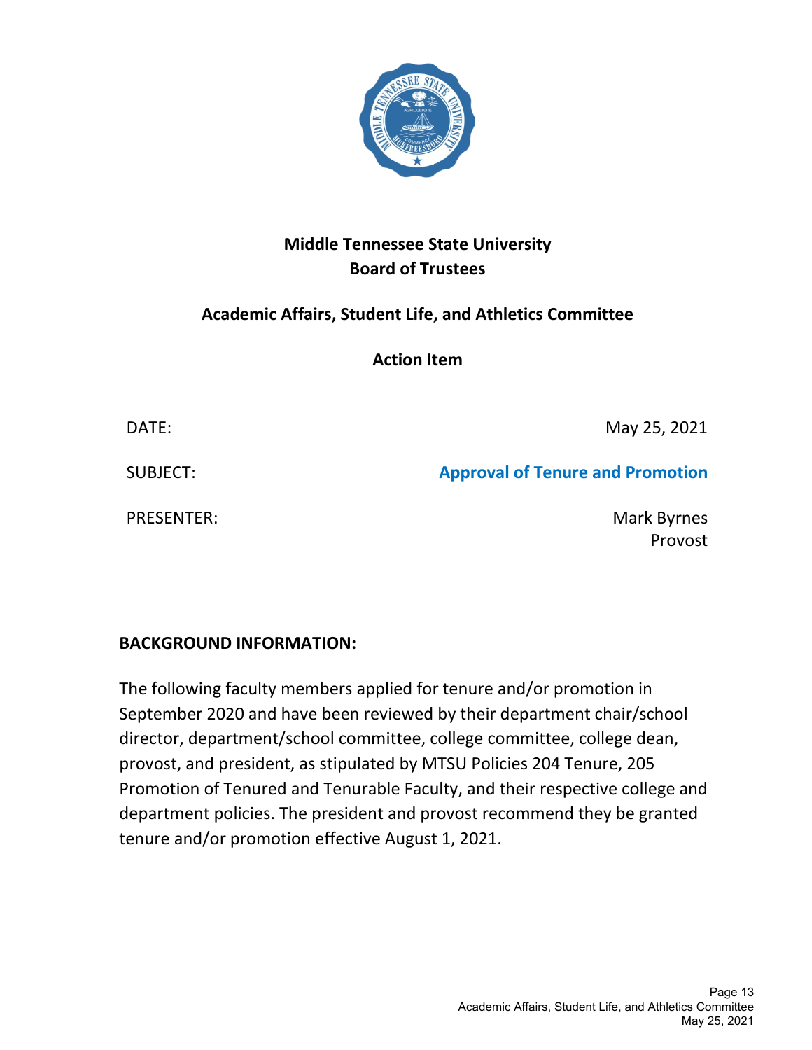**Middle Tennessee State University**
**Board of Trustees**

**Academic Affairs, Student Life, and Athletics Committee**

**Action Item**

| | |
|---|---|
| DATE: | May 25, 2021 |
| SUBJECT: | **Approval of Tenure and Promotion** |
| PRESENTER: | Mark Byrnes<br>Provost |

---

## BACKGROUND INFORMATION:

The following faculty members applied for tenure and/or promotion in September 2020 and have been reviewed by their department chair/school director, department/school committee, college committee, college dean, provost, and president, as stipulated by MTSU Policies 204 Tenure, 205 Promotion of Tenured and Tenurable Faculty, and their respective college and department policies. The president and provost recommend they be granted tenure and/or promotion effective August 1, 2021.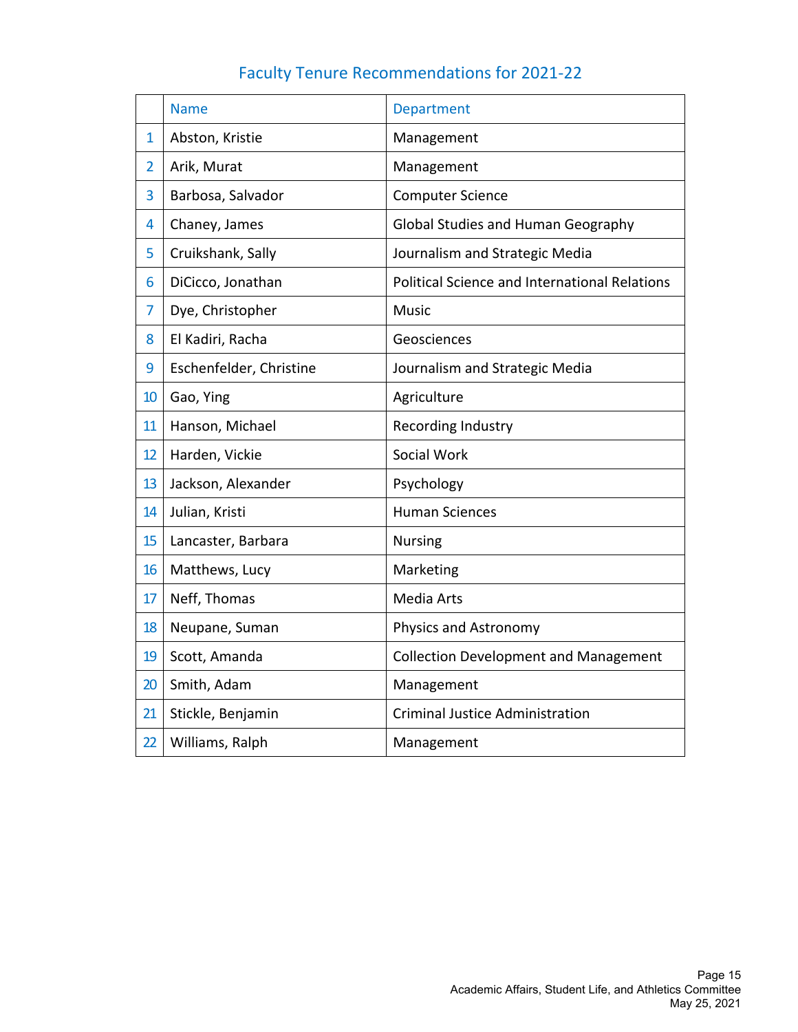# Faculty Tenure Recommendations for 2021-22

| | Name | Department |
|---|---|---|
| 1 | Abston, Kristie | Management |
| 2 | Arik, Murat | Management |
| 3 | Barbosa, Salvador | Computer Science |
| 4 | Chaney, James | Global Studies and Human Geography |
| 5 | Cruikshank, Sally | Journalism and Strategic Media |
| 6 | DiCicco, Jonathan | Political Science and International Relations |
| 7 | Dye, Christopher | Music |
| 8 | El Kadiri, Racha | Geosciences |
| 9 | Eschenfelder, Christine | Journalism and Strategic Media |
| 10 | Gao, Ying | Agriculture |
| 11 | Hanson, Michael | Recording Industry |
| 12 | Harden, Vickie | Social Work |
| 13 | Jackson, Alexander | Psychology |
| 14 | Julian, Kristi | Human Sciences |
| 15 | Lancaster, Barbara | Nursing |
| 16 | Matthews, Lucy | Marketing |
| 17 | Neff, Thomas | Media Arts |
| 18 | Neupane, Suman | Physics and Astronomy |
| 19 | Scott, Amanda | Collection Development and Management |
| 20 | Smith, Adam | Management |
| 21 | Stickle, Benjamin | Criminal Justice Administration |
| 22 | Williams, Ralph | Management |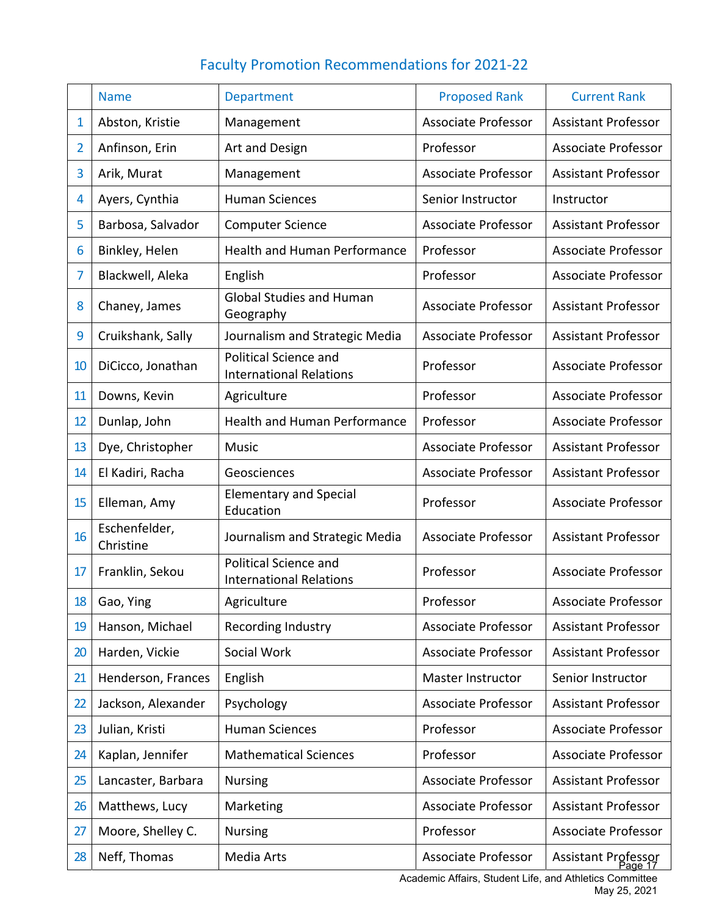# Faculty Promotion Recommendations for 2021-22

| | Name | Department | Proposed Rank | Current Rank |
|---|---|---|---|---|
| 1 | Abston, Kristie | Management | Associate Professor | Assistant Professor |
| 2 | Anfinson, Erin | Art and Design | Professor | Associate Professor |
| 3 | Arik, Murat | Management | Associate Professor | Assistant Professor |
| 4 | Ayers, Cynthia | Human Sciences | Senior Instructor | Instructor |
| 5 | Barbosa, Salvador | Computer Science | Associate Professor | Assistant Professor |
| 6 | Binkley, Helen | Health and Human Performance | Professor | Associate Professor |
| 7 | Blackwell, Aleka | English | Professor | Associate Professor |
| 8 | Chaney, James | Global Studies and Human Geography | Associate Professor | Assistant Professor |
| 9 | Cruikshank, Sally | Journalism and Strategic Media | Associate Professor | Assistant Professor |
| 10 | DiCicco, Jonathan | Political Science and International Relations | Professor | Associate Professor |
| 11 | Downs, Kevin | Agriculture | Professor | Associate Professor |
| 12 | Dunlap, John | Health and Human Performance | Professor | Associate Professor |
| 13 | Dye, Christopher | Music | Associate Professor | Assistant Professor |
| 14 | El Kadiri, Racha | Geosciences | Associate Professor | Assistant Professor |
| 15 | Elleman, Amy | Elementary and Special Education | Professor | Associate Professor |
| 16 | Eschenfelder, Christine | Journalism and Strategic Media | Associate Professor | Assistant Professor |
| 17 | Franklin, Sekou | Political Science and International Relations | Professor | Associate Professor |
| 18 | Gao, Ying | Agriculture | Professor | Associate Professor |
| 19 | Hanson, Michael | Recording Industry | Associate Professor | Assistant Professor |
| 20 | Harden, Vickie | Social Work | Associate Professor | Assistant Professor |
| 21 | Henderson, Frances | English | Master Instructor | Senior Instructor |
| 22 | Jackson, Alexander | Psychology | Associate Professor | Assistant Professor |
| 23 | Julian, Kristi | Human Sciences | Professor | Associate Professor |
| 24 | Kaplan, Jennifer | Mathematical Sciences | Professor | Associate Professor |
| 25 | Lancaster, Barbara | Nursing | Associate Professor | Assistant Professor |
| 26 | Matthews, Lucy | Marketing | Associate Professor | Assistant Professor |
| 27 | Moore, Shelley C. | Nursing | Professor | Associate Professor |
| 28 | Neff, Thomas | Media Arts | Associate Professor | Assistant Professor |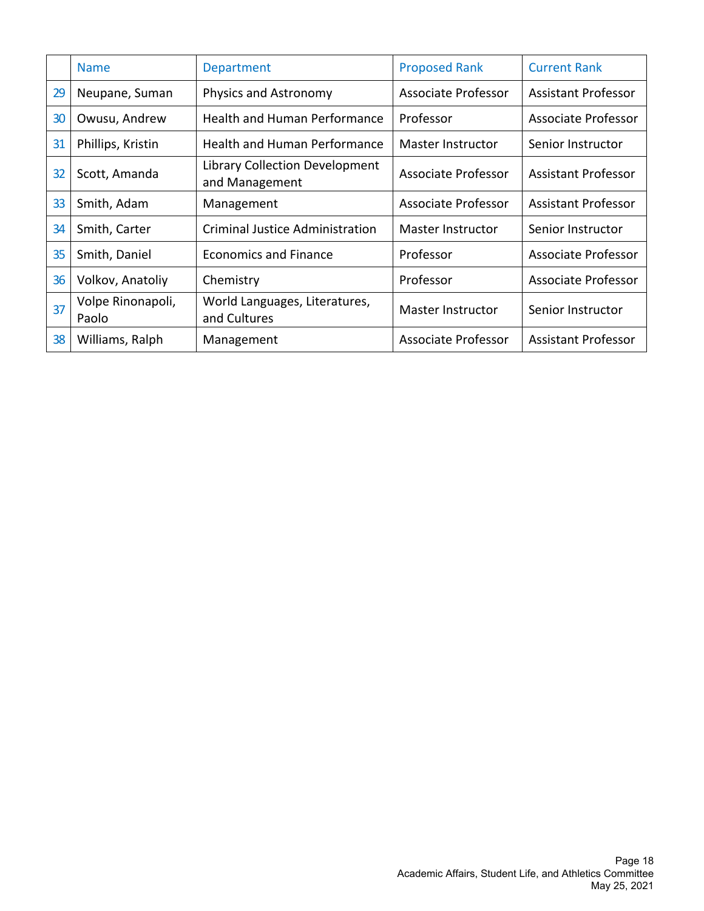| | Name | Department | Proposed Rank | Current Rank |
|---|---|---|---|---|
| 29 | Neupane, Suman | Physics and Astronomy | Associate Professor | Assistant Professor |
| 30 | Owusu, Andrew | Health and Human Performance | Professor | Associate Professor |
| 31 | Phillips, Kristin | Health and Human Performance | Master Instructor | Senior Instructor |
| 32 | Scott, Amanda | Library Collection Development and Management | Associate Professor | Assistant Professor |
| 33 | Smith, Adam | Management | Associate Professor | Assistant Professor |
| 34 | Smith, Carter | Criminal Justice Administration | Master Instructor | Senior Instructor |
| 35 | Smith, Daniel | Economics and Finance | Professor | Associate Professor |
| 36 | Volkov, Anatoliy | Chemistry | Professor | Associate Professor |
| 37 | Volpe Rinonapoli, Paolo | World Languages, Literatures, and Cultures | Master Instructor | Senior Instructor |
| 38 | Williams, Ralph | Management | Associate Professor | Assistant Professor |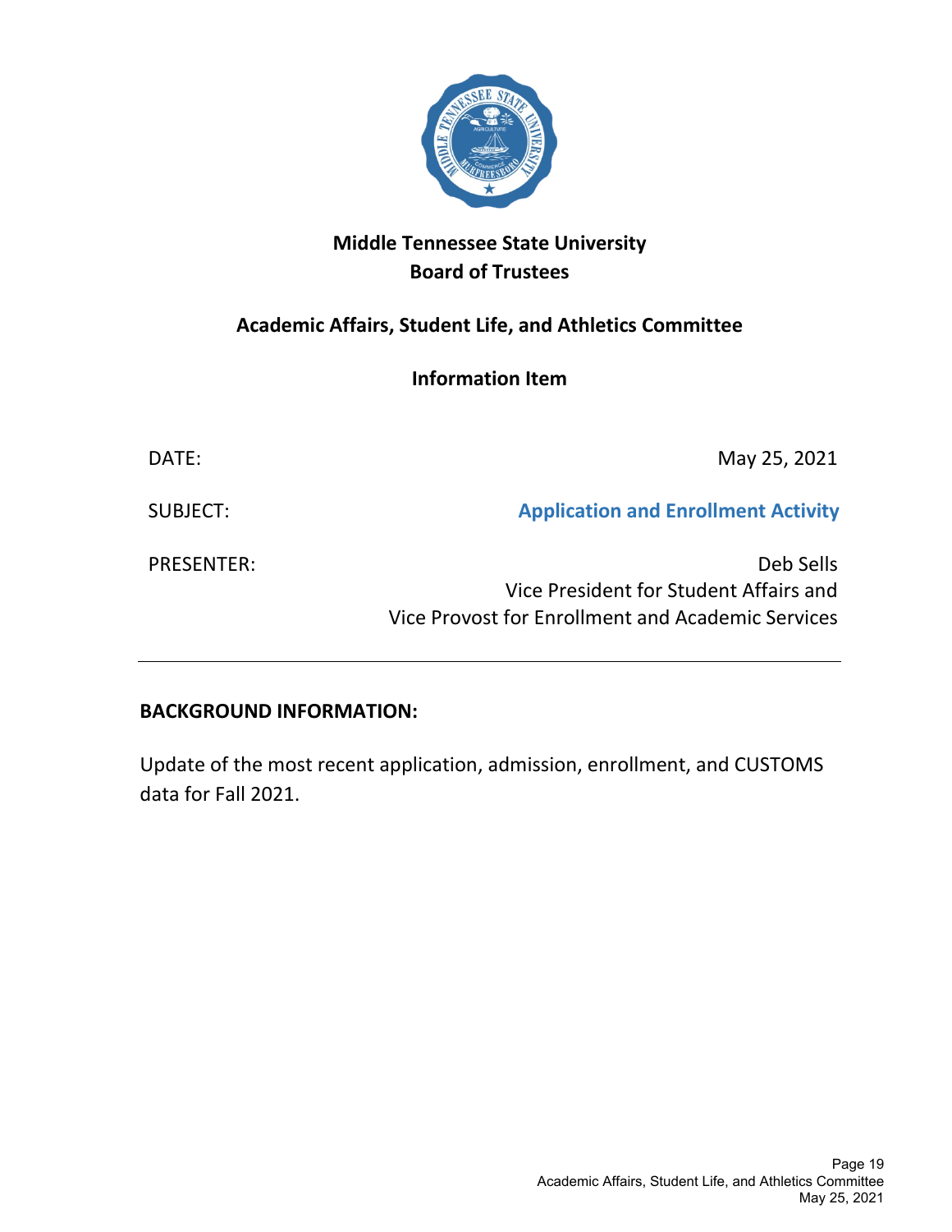# Middle Tennessee State University
## Board of Trustees

### Academic Affairs, Student Life, and Athletics Committee

### Information Item

| | |
|---|---|
| DATE: | May 25, 2021 |
| SUBJECT: | **Application and Enrollment Activity** |
| PRESENTER: | Deb Sells<br>Vice President for Student Affairs and<br>Vice Provost for Enrollment and Academic Services |

---

**BACKGROUND INFORMATION:**

Update of the most recent application, admission, enrollment, and CUSTOMS data for Fall 2021.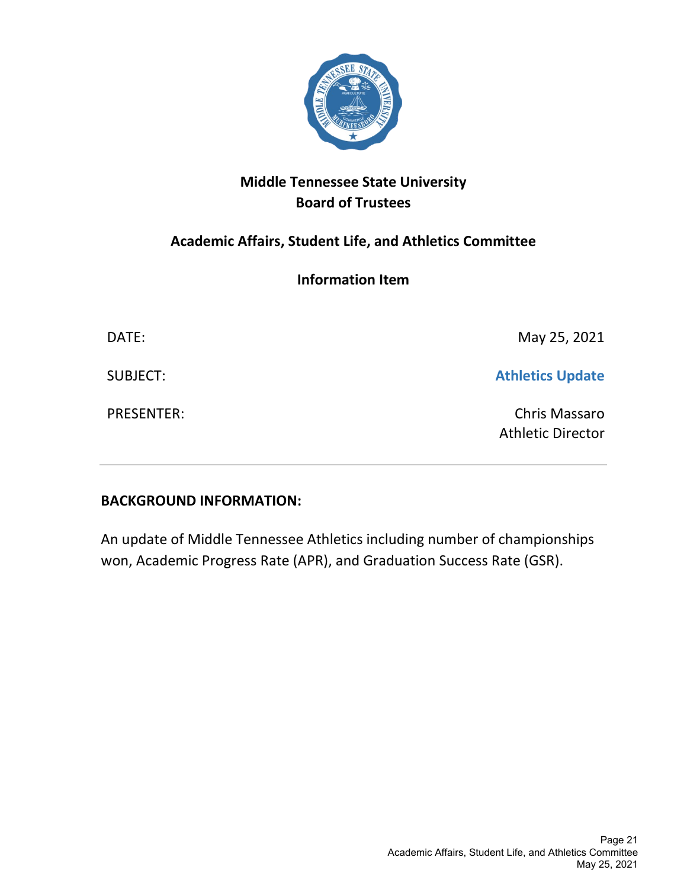**Middle Tennessee State University**
**Board of Trustees**

**Academic Affairs, Student Life, and Athletics Committee**

**Information Item**

| | |
|---|---|
| DATE: | May 25, 2021 |
| SUBJECT: | **Athletics Update** |
| PRESENTER: | Chris Massaro<br>Athletic Director |

---

**BACKGROUND INFORMATION:**

An update of Middle Tennessee Athletics including number of championships won, Academic Progress Rate (APR), and Graduation Success Rate (GSR).